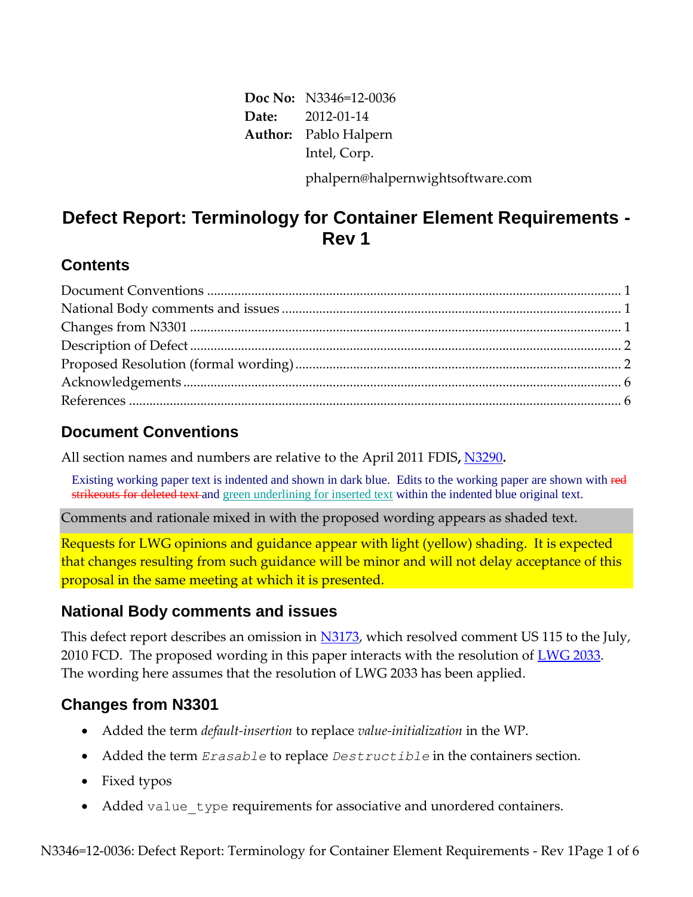**Doc No:** N3346=12-0036
**Date:** 2012-01-14
**Author:** Pablo Halpern
Intel, Corp.

phalpern@halpernwightsoftware.com

# Defect Report: Terminology for Container Element Requirements - Rev 1

## Contents

Document Conventions ........................................................................................................ 1
National Body comments and issues .................................................................................. 1
Changes from N3301 ............................................................................................................ 1
Description of Defect ............................................................................................................ 2
Proposed Resolution (formal wording) ............................................................................... 2
Acknowledgements ............................................................................................................... 6
References .............................................................................................................................. 6

## Document Conventions

All section names and numbers are relative to the April 2011 FDIS, N3290**.**

> Existing working paper text is indented and shown in dark blue. Edits to the working paper are shown with ~~red strikeouts for deleted text~~ and <u>green underlining for inserted text</u> within the indented blue original text.

Comments and rationale mixed in with the proposed wording appears as shaded text.

Requests for LWG opinions and guidance appear with light (yellow) shading. It is expected that changes resulting from such guidance will be minor and will not delay acceptance of this proposal in the same meeting at which it is presented.

## National Body comments and issues

This defect report describes an omission in N3173, which resolved comment US 115 to the July, 2010 FCD. The proposed wording in this paper interacts with the resolution of LWG 2033. The wording here assumes that the resolution of LWG 2033 has been applied.

## Changes from N3301

- Added the term *default-insertion* to replace *value-initialization* in the WP.
- Added the term *`Erasable`* to replace *`Destructible`* in the containers section.
- Fixed typos
- Added `value_type` requirements for associative and unordered containers.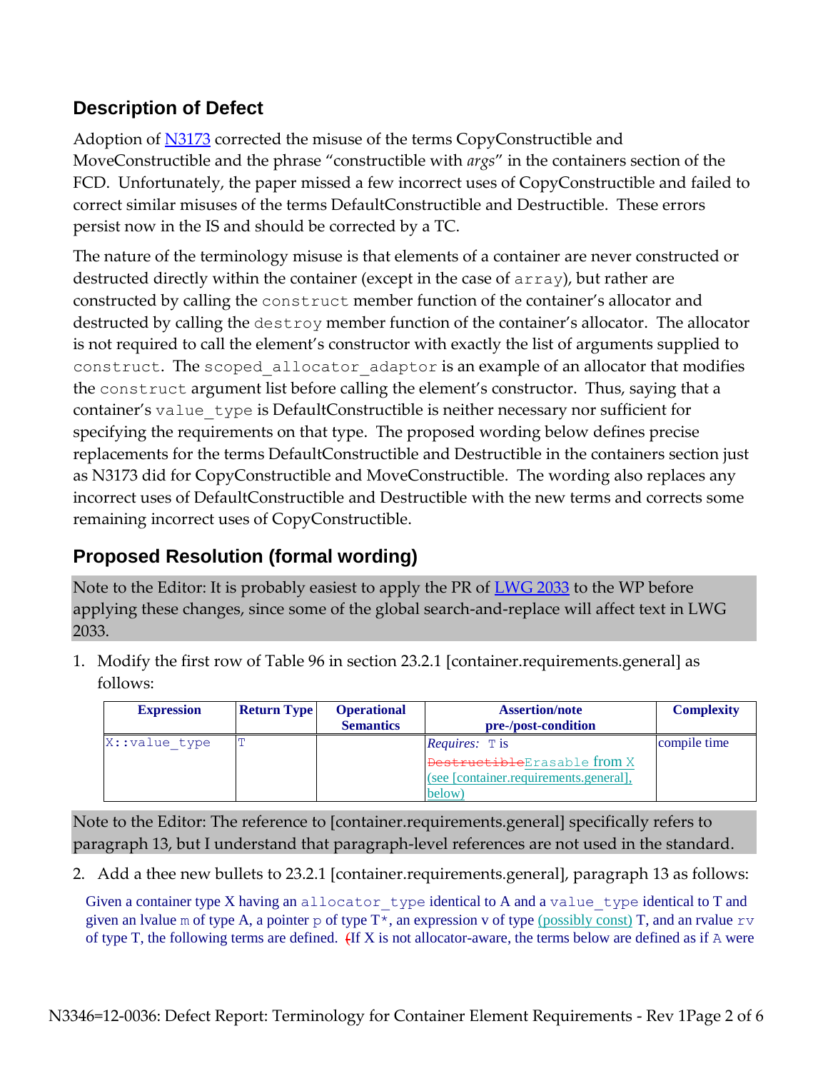## Description of Defect

Adoption of N3173 corrected the misuse of the terms CopyConstructible and MoveConstructible and the phrase "constructible with *args*" in the containers section of the FCD. Unfortunately, the paper missed a few incorrect uses of CopyConstructible and failed to correct similar misuses of the terms DefaultConstructible and Destructible. These errors persist now in the IS and should be corrected by a TC.

The nature of the terminology misuse is that elements of a container are never constructed or destructed directly within the container (except in the case of `array`), but rather are constructed by calling the `construct` member function of the container's allocator and destructed by calling the `destroy` member function of the container's allocator. The allocator is not required to call the element's constructor with exactly the list of arguments supplied to `construct`. The `scoped_allocator_adaptor` is an example of an allocator that modifies the `construct` argument list before calling the element's constructor. Thus, saying that a container's `value_type` is DefaultConstructible is neither necessary nor sufficient for specifying the requirements on that type. The proposed wording below defines precise replacements for the terms DefaultConstructible and Destructible in the containers section just as N3173 did for CopyConstructible and MoveConstructible. The wording also replaces any incorrect uses of DefaultConstructible and Destructible with the new terms and corrects some remaining incorrect uses of CopyConstructible.

## Proposed Resolution (formal wording)

Note to the Editor: It is probably easiest to apply the PR of LWG 2033 to the WP before applying these changes, since some of the global search-and-replace will affect text in LWG 2033.

1. Modify the first row of Table 96 in section 23.2.1 [container.requirements.general] as follows:

| Expression | Return Type | Operational Semantics | Assertion/note pre-/post-condition | Complexity |
|---|---|---|---|---|
| `X::value_type` | `T` | | *Requires:* `T` is ~~Destructible~~`Erasable` from `X` (see [container.requirements.general], below) | compile time |

Note to the Editor: The reference to [container.requirements.general] specifically refers to paragraph 13, but I understand that paragraph-level references are not used in the standard.

2. Add a thee new bullets to 23.2.1 [container.requirements.general], paragraph 13 as follows:

Given a container type X having an `allocator_type` identical to A and a `value_type` identical to T and given an lvalue `m` of type A, a pointer `p` of type `T*`, an expression v of type (possibly const) T, and an rvalue `rv` of type T, the following terms are defined. ~~(~~If X is not allocator-aware, the terms below are defined as if `A` were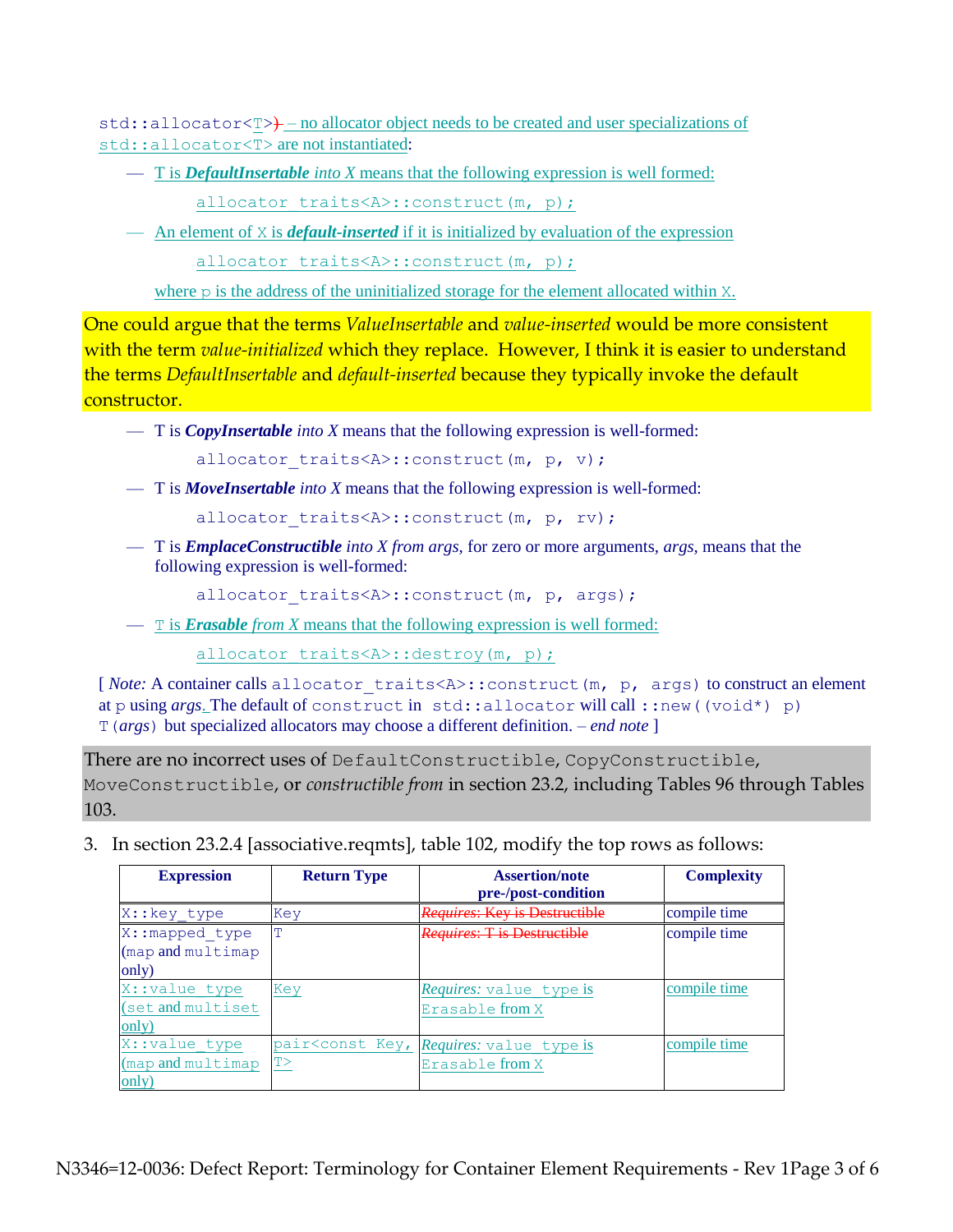`std::allocator<T>`) – no allocator object needs to be created and user specializations of `std::allocator<T>` are not instantiated:

- T is ***DefaultInsertable*** *into X* means that the following expression is well formed:

  `allocator_traits<A>::construct(m, p);`

- An element of `X` is ***default-inserted*** if it is initialized by evaluation of the expression

  `allocator_traits<A>::construct(m, p);`

  where `p` is the address of the uninitialized storage for the element allocated within `X`.

One could argue that the terms *ValueInsertable* and *value-inserted* would be more consistent with the term *value-initialized* which they replace. However, I think it is easier to understand the terms *DefaultInsertable* and *default-inserted* because they typically invoke the default constructor.

- T is ***CopyInsertable*** *into X* means that the following expression is well-formed:

  `allocator_traits<A>::construct(m, p, v);`

- T is ***MoveInsertable*** *into X* means that the following expression is well-formed:

  `allocator_traits<A>::construct(m, p, rv);`

- T is ***EmplaceConstructible*** *into X from args*, for zero or more arguments, *args*, means that the following expression is well-formed:

  `allocator_traits<A>::construct(m, p, args);`

- `T` is ***Erasable*** *from X* means that the following expression is well formed:

  `allocator_traits<A>::destroy(m, p);`

[ *Note:* A container calls `allocator_traits<A>::construct(m, p, args)` to construct an element at `p` using *args*. The default of `construct` in `std::allocator` will call `::new((void*) p) T(args)` but specialized allocators may choose a different definition. – *end note* ]

There are no incorrect uses of `DefaultConstructible`, `CopyConstructible`, `MoveConstructible`, or *constructible from* in section 23.2, including Tables 96 through Tables 103.

3. In section 23.2.4 [associative.reqmts], table 102, modify the top rows as follows:

| Expression | Return Type | Assertion/note pre-/post-condition | Complexity |
|---|---|---|---|
| `X::key_type` | `Key` | ~~*Requires*: Key is Destructible~~ | compile time |
| `X::mapped_type` (`map` and `multimap` only) | `T` | ~~*Requires*: T is Destructible~~ | compile time |
| `X::value_type` (`set` and `multiset` only) | `Key` | *Requires:* `value_type` is `Erasable` from `X` | compile time |
| `X::value_type` (`map` and `multimap` only) | `pair<const Key, T>` | *Requires:* `value_type` is `Erasable` from `X` | compile time |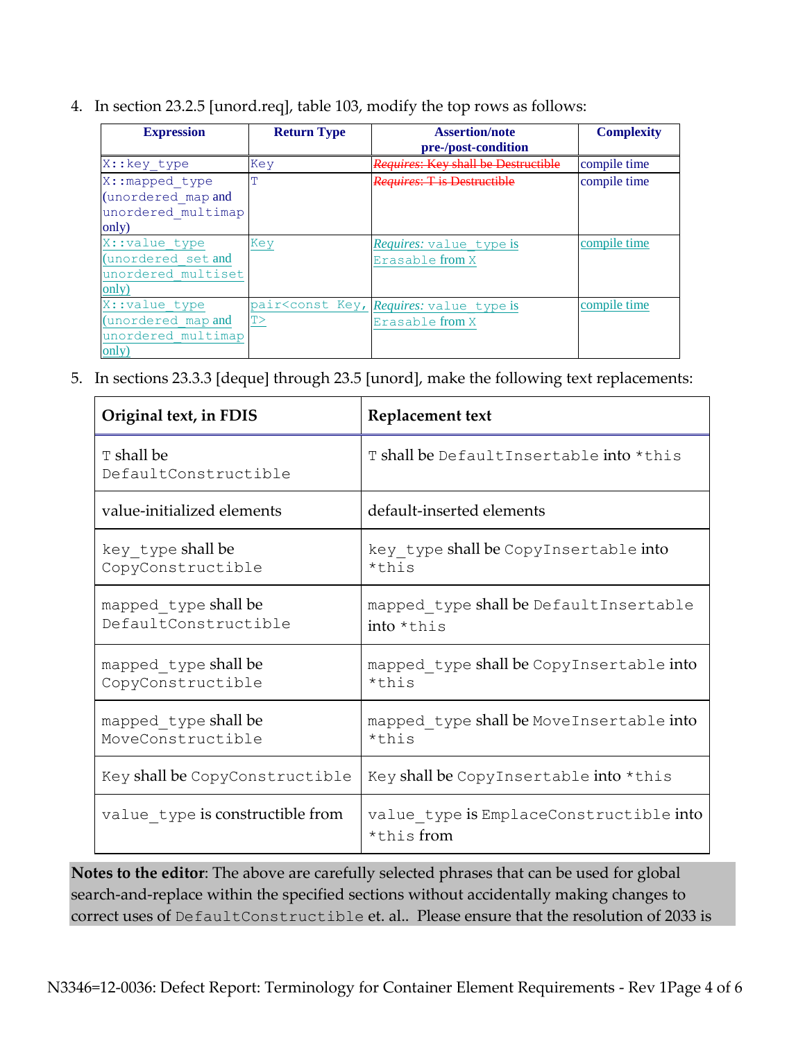4. In section 23.2.5 [unord.req], table 103, modify the top rows as follows:

| Expression | Return Type | Assertion/note pre-/post-condition | Complexity |
|---|---|---|---|
| `X::key_type` | `Key` | ~~*Requires*: Key shall be Destructible~~ | compile time |
| `X::mapped_type` (`unordered_map` and `unordered_multimap` only) | `T` | ~~*Requires*: T is Destructible~~ | compile time |
| `X::value_type` (`unordered_set` and `unordered_multiset` only) | `Key` | *Requires:* `value_type` is `Erasable` from `X` | compile time |
| `X::value_type` (`unordered_map` and `unordered_multimap` only) | `pair<const Key, T>` | *Requires:* `value_type` is `Erasable` from `X` | compile time |

5. In sections 23.3.3 [deque] through 23.5 [unord], make the following text replacements:

| Original text, in FDIS | Replacement text |
|---|---|
| `T` shall be `DefaultConstructible` | `T` shall be `DefaultInsertable` into `*this` |
| value-initialized elements | default-inserted elements |
| `key_type` shall be `CopyConstructible` | `key_type` shall be `CopyInsertable` into `*this` |
| `mapped_type` shall be `DefaultConstructible` | `mapped_type` shall be `DefaultInsertable` into `*this` |
| `mapped_type` shall be `CopyConstructible` | `mapped_type` shall be `CopyInsertable` into `*this` |
| `mapped_type` shall be `MoveConstructible` | `mapped_type` shall be `MoveInsertable` into `*this` |
| `Key` shall be `CopyConstructible` | `Key` shall be `CopyInsertable` into `*this` |
| `value_type` is constructible from | `value_type` is `EmplaceConstructible` into `*this` from |

**Notes to the editor**: The above are carefully selected phrases that can be used for global search-and-replace within the specified sections without accidentally making changes to correct uses of `DefaultConstructible` et. al.. Please ensure that the resolution of 2033 is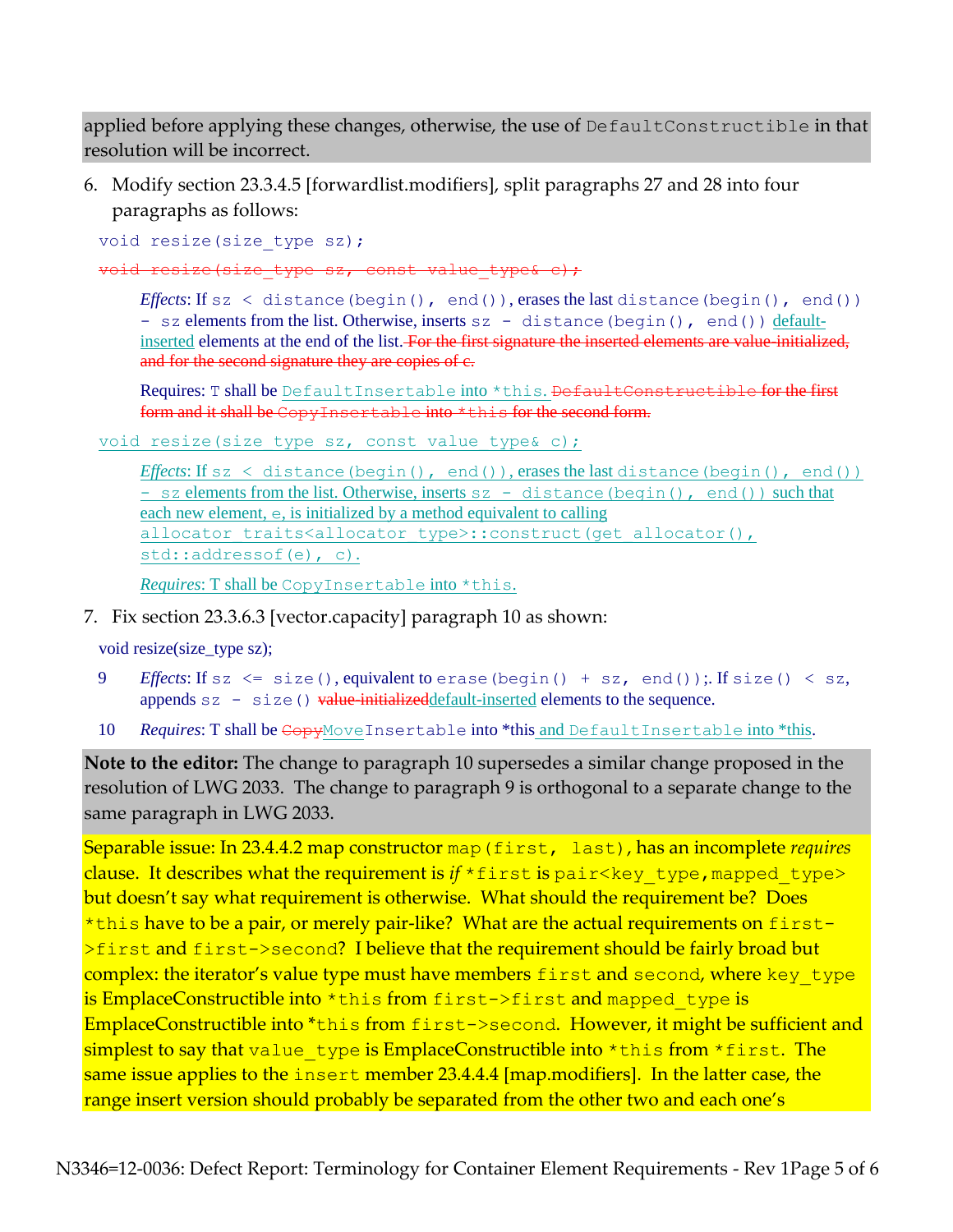applied before applying these changes, otherwise, the use of `DefaultConstructible` in that resolution will be incorrect.

6. Modify section 23.3.4.5 [forwardlist.modifiers], split paragraphs 27 and 28 into four paragraphs as follows:

`void resize(size_type sz);`

~~`void resize(size_type sz, const value_type& c);`~~

> *Effects*: If `sz < distance(begin(), end())`, erases the last `distance(begin(), end()) - sz` elements from the list. Otherwise, inserts `sz - distance(begin(), end())` default-inserted elements at the end of the list. ~~For the first signature the inserted elements are value-initialized, and for the second signature they are copies of c.~~
>
> Requires: `T` shall be `DefaultInsertable` into `*this`. ~~`DefaultConstructible` for the first form and it shall be `CopyInsertable` into `*this` for the second form.~~

`void resize(size_type sz, const value_type& c);`

> *Effects*: If `sz < distance(begin(), end())`, erases the last `distance(begin(), end()) - sz` elements from the list. Otherwise, inserts `sz - distance(begin(), end())` such that each new element, `e`, is initialized by a method equivalent to calling `allocator_traits<allocator_type>::construct(get_allocator(), std::addressof(e), c)`.
>
> *Requires*: T shall be `CopyInsertable` into `*this`.

7. Fix section 23.3.6.3 [vector.capacity] paragraph 10 as shown:

void resize(size_type sz);

9 *Effects*: If `sz <= size()`, equivalent to `erase(begin() + sz, end());`. If `size() < sz`, appends `sz - size()` ~~value-initialized~~default-inserted elements to the sequence.

10 *Requires*: T shall be ~~`Copy`~~`MoveInsertable` into *this and `DefaultInsertable` into *this.

**Note to the editor:** The change to paragraph 10 supersedes a similar change proposed in the resolution of LWG 2033. The change to paragraph 9 is orthogonal to a separate change to the same paragraph in LWG 2033.

Separable issue: In 23.4.4.2 map constructor `map(first, last)`, has an incomplete *requires* clause. It describes what the requirement is *if* `*first` is `pair<key_type,mapped_type>` but doesn't say what requirement is otherwise. What should the requirement be? Does `*this` have to be a pair, or merely pair-like? What are the actual requirements on `first->first` and `first->second`? I believe that the requirement should be fairly broad but complex: the iterator's value type must have members `first` and `second`, where `key_type` is EmplaceConstructible into `*this` from `first->first` and `mapped_type` is EmplaceConstructible into `*this` from `first->second`. However, it might be sufficient and simplest to say that `value_type` is EmplaceConstructible into `*this` from `*first`. The same issue applies to the `insert` member 23.4.4.4 [map.modifiers]. In the latter case, the range insert version should probably be separated from the other two and each one's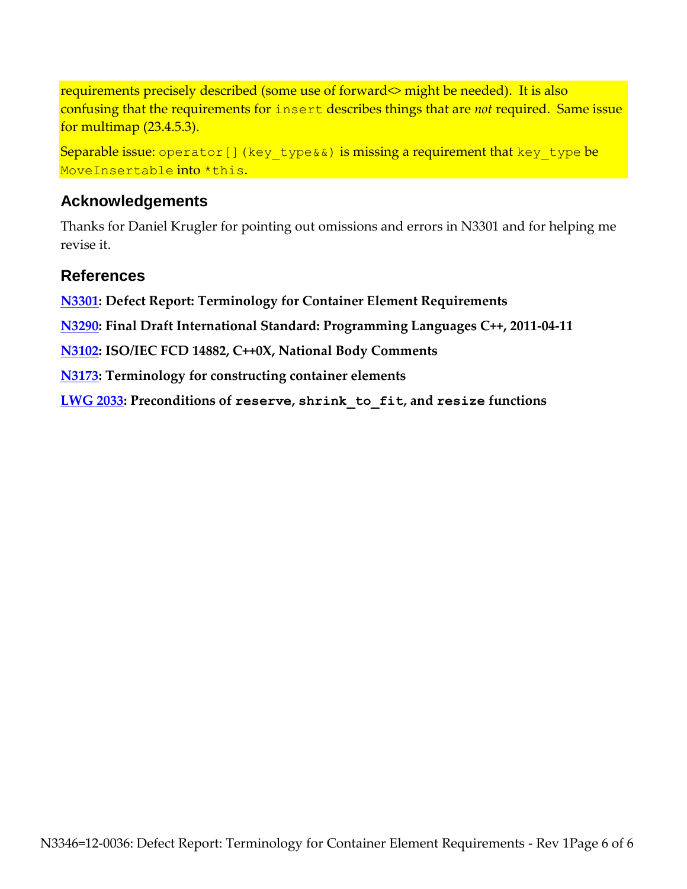requirements precisely described (some use of forward<> might be needed). It is also confusing that the requirements for `insert` describes things that are *not* required. Same issue for multimap (23.4.5.3).

Separable issue: `operator[](key_type&&)` is missing a requirement that `key_type` be `MoveInsertable` into `*this`.

## Acknowledgements

Thanks for Daniel Krugler for pointing out omissions and errors in N3301 and for helping me revise it.

## References

**[N3301](): Defect Report: Terminology for Container Element Requirements**

**[N3290](): Final Draft International Standard: Programming Languages C++, 2011-04-11**

**[N3102](): ISO/IEC FCD 14882, C++0X, National Body Comments**

**[N3173](): Terminology for constructing container elements**

**[LWG 2033](): Preconditions of `reserve`, `shrink_to_fit`, and `resize` functions**